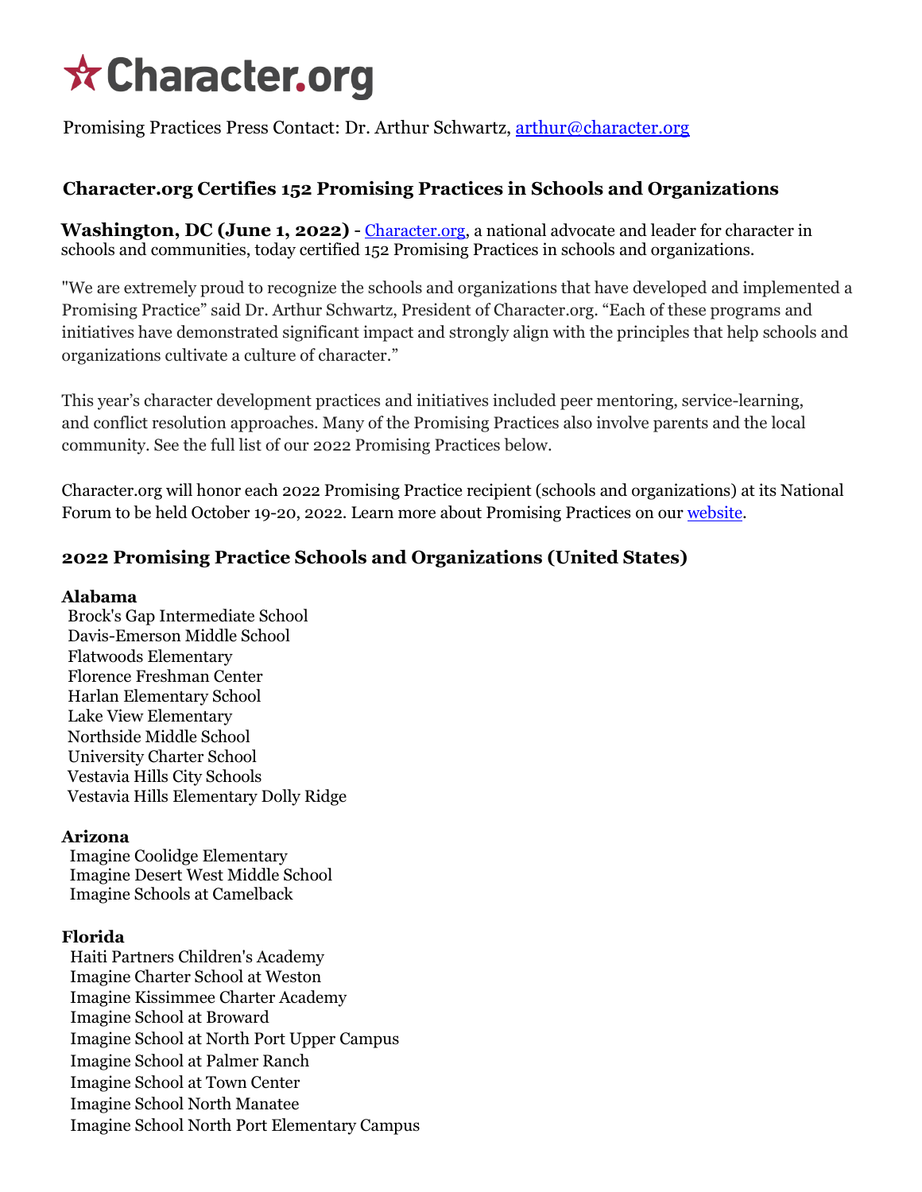★Character.org

Promising Practices Press Contact: Dr. Arthur Schwartz, arthur@character.org

## Character.org Certifies 152 Promising Practices in Schools and Organizations

**Washington, DC (June 1, 2022)** - Character.org, a national advocate and leader for character in schools and communities, today certified 152 Promising Practices in schools and organizations.

"We are extremely proud to recognize the schools and organizations that have developed and implemented a Promising Practice" said Dr. Arthur Schwartz, President of Character.org. "Each of these programs and initiatives have demonstrated significant impact and strongly align with the principles that help schools and organizations cultivate a culture of character."

This year's character development practices and initiatives included peer mentoring, service-learning, and conflict resolution approaches. Many of the Promising Practices also involve parents and the local community. See the full list of our 2022 Promising Practices below.

Character.org will honor each 2022 Promising Practice recipient (schools and organizations) at its National Forum to be held October 19-20, 2022. Learn more about Promising Practices on our website.

### 2022 Promising Practice Schools and Organizations (United States)

**Alabama**

Brock's Gap Intermediate School
Davis-Emerson Middle School
Flatwoods Elementary
Florence Freshman Center
Harlan Elementary School
Lake View Elementary
Northside Middle School
University Charter School
Vestavia Hills City Schools
Vestavia Hills Elementary Dolly Ridge

**Arizona**

Imagine Coolidge Elementary
Imagine Desert West Middle School
Imagine Schools at Camelback

**Florida**

Haiti Partners Children's Academy
Imagine Charter School at Weston
Imagine Kissimmee Charter Academy
Imagine School at Broward
Imagine School at North Port Upper Campus
Imagine School at Palmer Ranch
Imagine School at Town Center
Imagine School North Manatee
Imagine School North Port Elementary Campus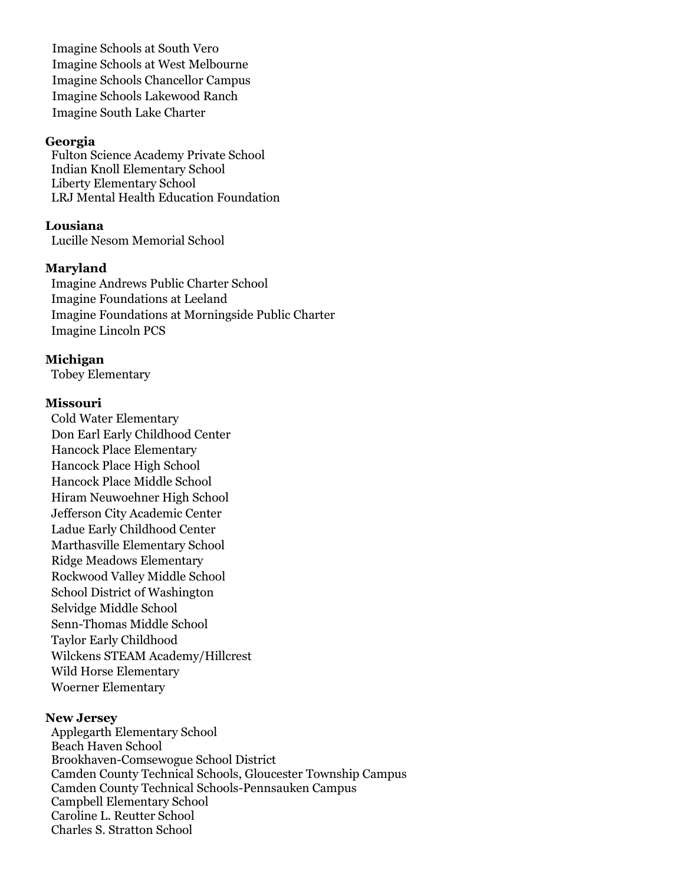Imagine Schools at South Vero
Imagine Schools at West Melbourne
Imagine Schools Chancellor Campus
Imagine Schools Lakewood Ranch
Imagine South Lake Charter

**Georgia**
Fulton Science Academy Private School
Indian Knoll Elementary School
Liberty Elementary School
LRJ Mental Health Education Foundation

**Lousiana**
Lucille Nesom Memorial School

**Maryland**
Imagine Andrews Public Charter School
Imagine Foundations at Leeland
Imagine Foundations at Morningside Public Charter
Imagine Lincoln PCS

**Michigan**
Tobey Elementary

**Missouri**
Cold Water Elementary
Don Earl Early Childhood Center
Hancock Place Elementary
Hancock Place High School
Hancock Place Middle School
Hiram Neuwoehner High School
Jefferson City Academic Center
Ladue Early Childhood Center
Marthasville Elementary School
Ridge Meadows Elementary
Rockwood Valley Middle School
School District of Washington
Selvidge Middle School
Senn-Thomas Middle School
Taylor Early Childhood
Wilckens STEAM Academy/Hillcrest
Wild Horse Elementary
Woerner Elementary

**New Jersey**
Applegarth Elementary School
Beach Haven School
Brookhaven-Comsewogue School District
Camden County Technical Schools, Gloucester Township Campus
Camden County Technical Schools-Pennsauken Campus
Campbell Elementary School
Caroline L. Reutter School
Charles S. Stratton School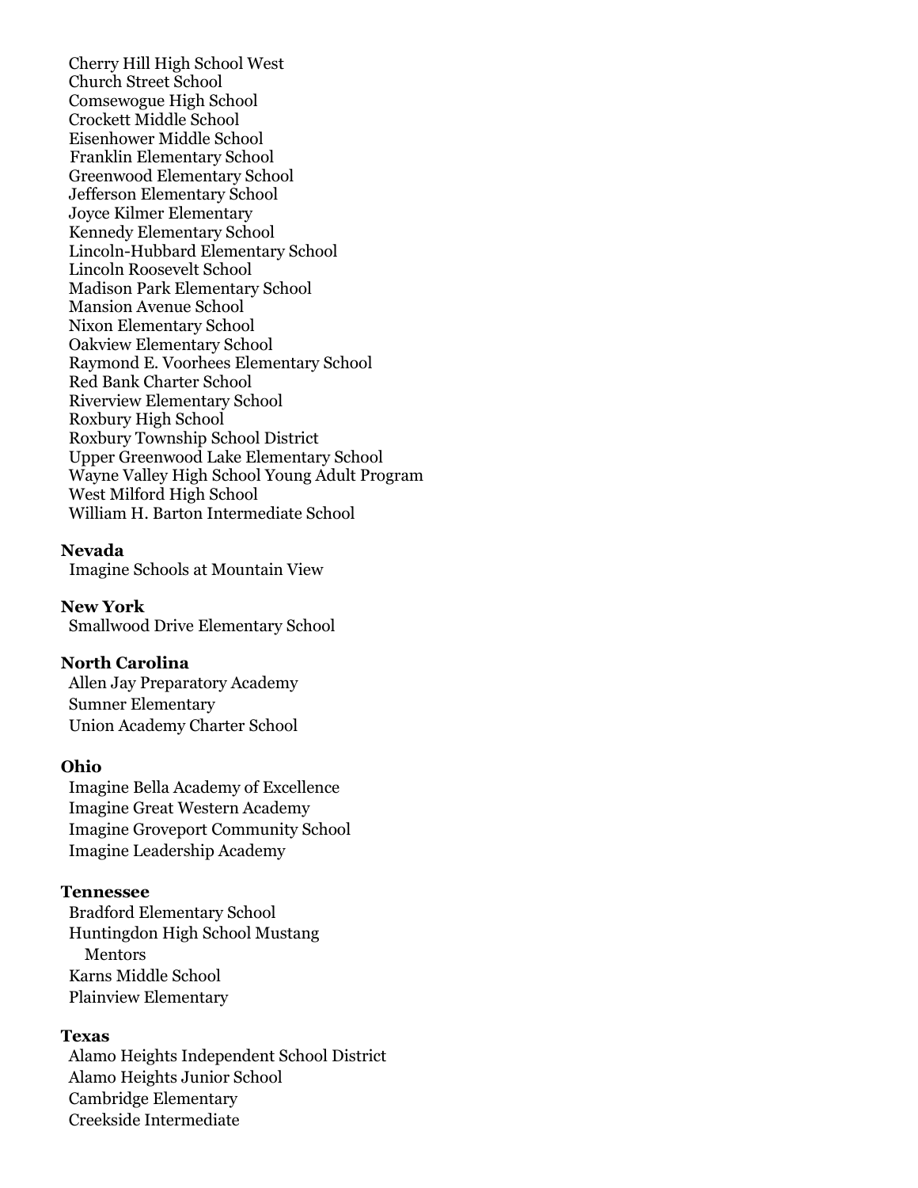Cherry Hill High School West
Church Street School
Comsewogue High School
Crockett Middle School
Eisenhower Middle School
Franklin Elementary School
Greenwood Elementary School
Jefferson Elementary School
Joyce Kilmer Elementary
Kennedy Elementary School
Lincoln-Hubbard Elementary School
Lincoln Roosevelt School
Madison Park Elementary School
Mansion Avenue School
Nixon Elementary School
Oakview Elementary School
Raymond E. Voorhees Elementary School
Red Bank Charter School
Riverview Elementary School
Roxbury High School
Roxbury Township School District
Upper Greenwood Lake Elementary School
Wayne Valley High School Young Adult Program
West Milford High School
William H. Barton Intermediate School

**Nevada**

Imagine Schools at Mountain View

**New York**

Smallwood Drive Elementary School

**North Carolina**

Allen Jay Preparatory Academy
Sumner Elementary
Union Academy Charter School

**Ohio**

Imagine Bella Academy of Excellence
Imagine Great Western Academy
Imagine Groveport Community School
Imagine Leadership Academy

**Tennessee**

Bradford Elementary School
Huntingdon High School Mustang Mentors
Karns Middle School
Plainview Elementary

**Texas**

Alamo Heights Independent School District
Alamo Heights Junior School
Cambridge Elementary
Creekside Intermediate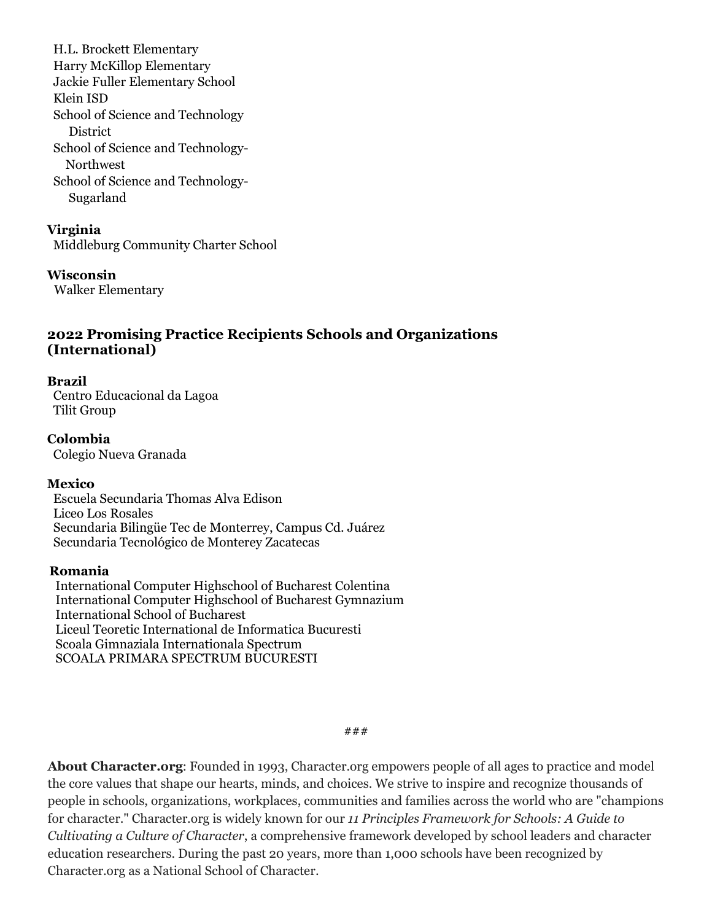H.L. Brockett Elementary
Harry McKillop Elementary
Jackie Fuller Elementary School
Klein ISD
School of Science and Technology District
School of Science and Technology-Northwest
School of Science and Technology-Sugarland

**Virginia**
Middleburg Community Charter School

**Wisconsin**
Walker Elementary

### 2022 Promising Practice Recipients Schools and Organizations (International)

**Brazil**
Centro Educacional da Lagoa
Tilit Group

**Colombia**
Colegio Nueva Granada

**Mexico**
Escuela Secundaria Thomas Alva Edison
Liceo Los Rosales
Secundaria Bilingüe Tec de Monterrey, Campus Cd. Juárez
Secundaria Tecnológico de Monterey Zacatecas

**Romania**
International Computer Highschool of Bucharest Colentina
International Computer Highschool of Bucharest Gymnazium
International School of Bucharest
Liceul Teoretic International de Informatica Bucuresti
Scoala Gimnaziala Internationala Spectrum
SCOALA PRIMARA SPECTRUM BUCURESTI

###

**About Character.org**: Founded in 1993, Character.org empowers people of all ages to practice and model the core values that shape our hearts, minds, and choices. We strive to inspire and recognize thousands of people in schools, organizations, workplaces, communities and families across the world who are "champions for character." Character.org is widely known for our *11 Principles Framework for Schools: A Guide to Cultivating a Culture of Character*, a comprehensive framework developed by school leaders and character education researchers. During the past 20 years, more than 1,000 schools have been recognized by Character.org as a National School of Character.